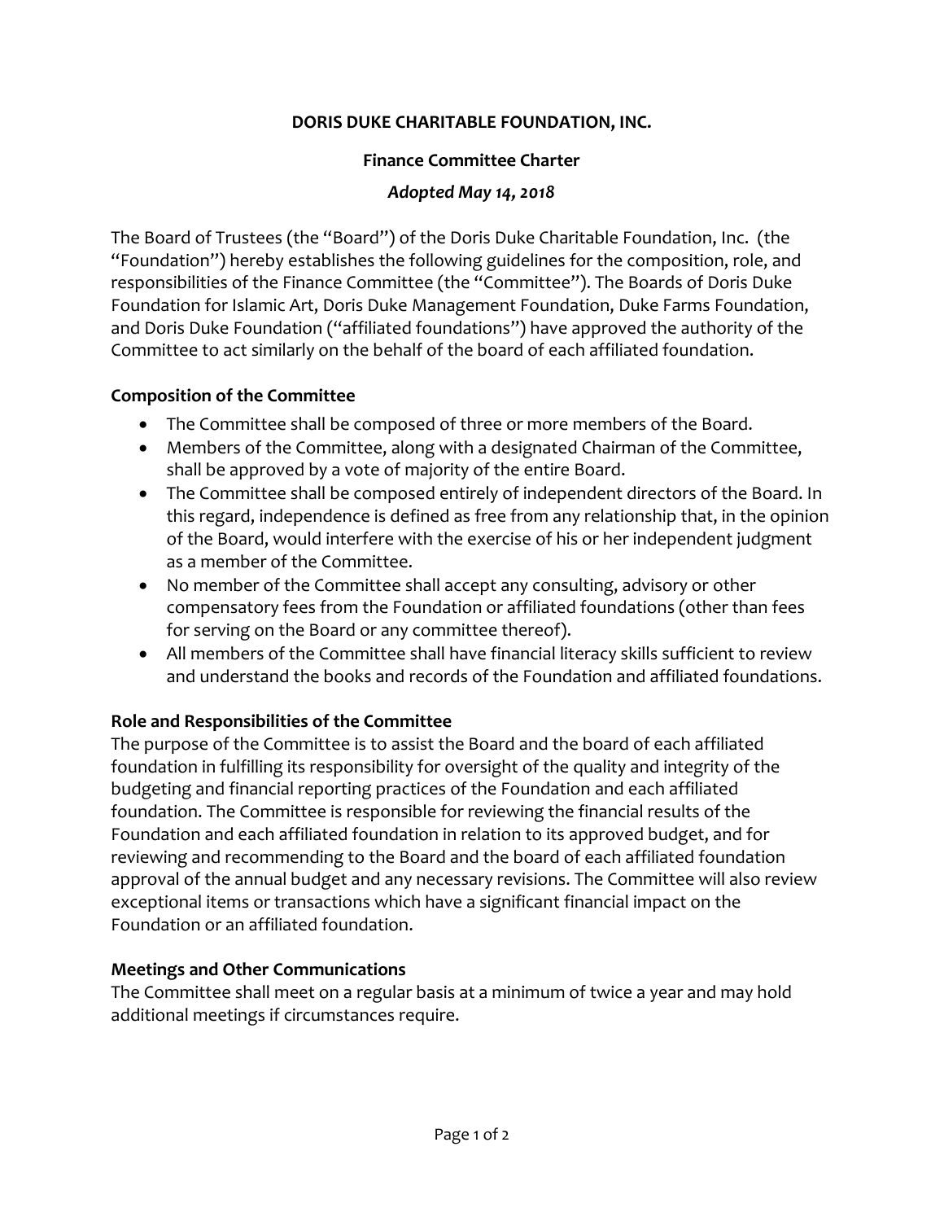**DORIS DUKE CHARITABLE FOUNDATION, INC.**

**Finance Committee Charter**

***Adopted May 14, 2018***

The Board of Trustees (the "Board") of the Doris Duke Charitable Foundation, Inc. (the "Foundation") hereby establishes the following guidelines for the composition, role, and responsibilities of the Finance Committee (the "Committee"). The Boards of Doris Duke Foundation for Islamic Art, Doris Duke Management Foundation, Duke Farms Foundation, and Doris Duke Foundation ("affiliated foundations") have approved the authority of the Committee to act similarly on the behalf of the board of each affiliated foundation.

**Composition of the Committee**

- The Committee shall be composed of three or more members of the Board.
- Members of the Committee, along with a designated Chairman of the Committee, shall be approved by a vote of majority of the entire Board.
- The Committee shall be composed entirely of independent directors of the Board. In this regard, independence is defined as free from any relationship that, in the opinion of the Board, would interfere with the exercise of his or her independent judgment as a member of the Committee.
- No member of the Committee shall accept any consulting, advisory or other compensatory fees from the Foundation or affiliated foundations (other than fees for serving on the Board or any committee thereof).
- All members of the Committee shall have financial literacy skills sufficient to review and understand the books and records of the Foundation and affiliated foundations.

**Role and Responsibilities of the Committee**

The purpose of the Committee is to assist the Board and the board of each affiliated foundation in fulfilling its responsibility for oversight of the quality and integrity of the budgeting and financial reporting practices of the Foundation and each affiliated foundation. The Committee is responsible for reviewing the financial results of the Foundation and each affiliated foundation in relation to its approved budget, and for reviewing and recommending to the Board and the board of each affiliated foundation approval of the annual budget and any necessary revisions. The Committee will also review exceptional items or transactions which have a significant financial impact on the Foundation or an affiliated foundation.

**Meetings and Other Communications**

The Committee shall meet on a regular basis at a minimum of twice a year and may hold additional meetings if circumstances require.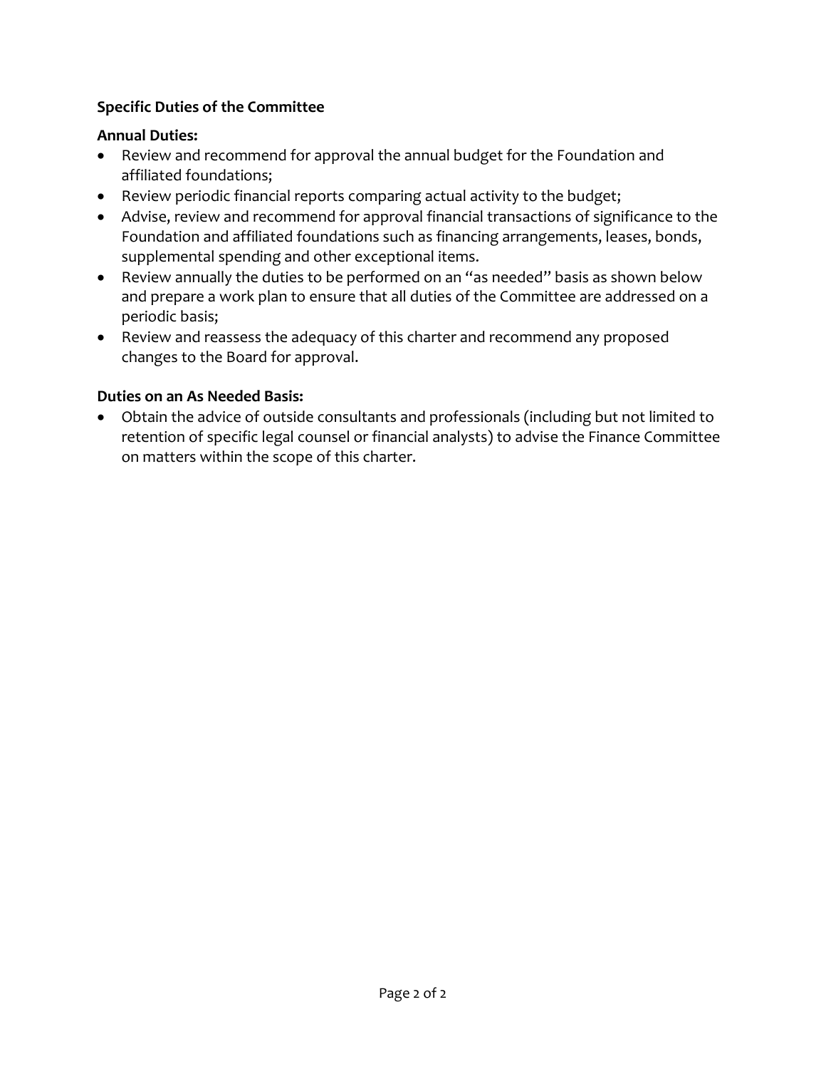**Specific Duties of the Committee**

**Annual Duties:**

- Review and recommend for approval the annual budget for the Foundation and affiliated foundations;
- Review periodic financial reports comparing actual activity to the budget;
- Advise, review and recommend for approval financial transactions of significance to the Foundation and affiliated foundations such as financing arrangements, leases, bonds, supplemental spending and other exceptional items.
- Review annually the duties to be performed on an "as needed" basis as shown below and prepare a work plan to ensure that all duties of the Committee are addressed on a periodic basis;
- Review and reassess the adequacy of this charter and recommend any proposed changes to the Board for approval.

**Duties on an As Needed Basis:**

- Obtain the advice of outside consultants and professionals (including but not limited to retention of specific legal counsel or financial analysts) to advise the Finance Committee on matters within the scope of this charter.